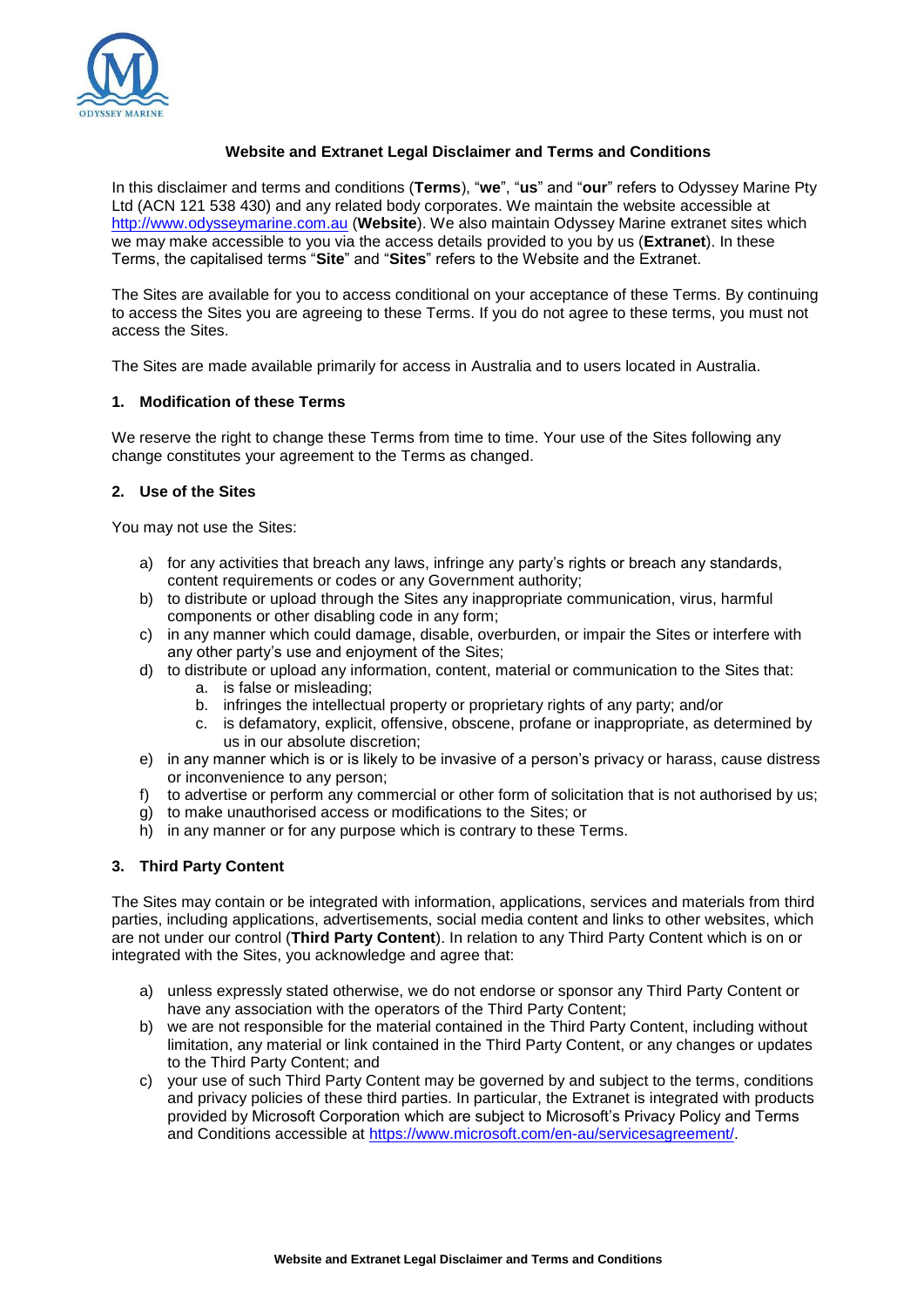## Website and Extranet Legal Disclaimer and Terms and Conditions

In this disclaimer and terms and conditions (**Terms**), "**we**", "**us**" and "**our**" refers to Odyssey Marine Pty Ltd (ACN 121 538 430) and any related body corporates. We maintain the website accessible at http://www.odysseymarine.com.au (**Website**). We also maintain Odyssey Marine extranet sites which we may make accessible to you via the access details provided to you by us (**Extranet**). In these Terms, the capitalised terms "**Site**" and "**Sites**" refers to the Website and the Extranet.

The Sites are available for you to access conditional on your acceptance of these Terms. By continuing to access the Sites you are agreeing to these Terms. If you do not agree to these terms, you must not access the Sites.

The Sites are made available primarily for access in Australia and to users located in Australia.

### 1. Modification of these Terms

We reserve the right to change these Terms from time to time. Your use of the Sites following any change constitutes your agreement to the Terms as changed.

### 2. Use of the Sites

You may not use the Sites:

a) for any activities that breach any laws, infringe any party's rights or breach any standards, content requirements or codes or any Government authority;
b) to distribute or upload through the Sites any inappropriate communication, virus, harmful components or other disabling code in any form;
c) in any manner which could damage, disable, overburden, or impair the Sites or interfere with any other party's use and enjoyment of the Sites;
d) to distribute or upload any information, content, material or communication to the Sites that:
    a. is false or misleading;
    b. infringes the intellectual property or proprietary rights of any party; and/or
    c. is defamatory, explicit, offensive, obscene, profane or inappropriate, as determined by us in our absolute discretion;
e) in any manner which is or is likely to be invasive of a person's privacy or harass, cause distress or inconvenience to any person;
f) to advertise or perform any commercial or other form of solicitation that is not authorised by us;
g) to make unauthorised access or modifications to the Sites; or
h) in any manner or for any purpose which is contrary to these Terms.

### 3. Third Party Content

The Sites may contain or be integrated with information, applications, services and materials from third parties, including applications, advertisements, social media content and links to other websites, which are not under our control (**Third Party Content**). In relation to any Third Party Content which is on or integrated with the Sites, you acknowledge and agree that:

a) unless expressly stated otherwise, we do not endorse or sponsor any Third Party Content or have any association with the operators of the Third Party Content;
b) we are not responsible for the material contained in the Third Party Content, including without limitation, any material or link contained in the Third Party Content, or any changes or updates to the Third Party Content; and
c) your use of such Third Party Content may be governed by and subject to the terms, conditions and privacy policies of these third parties. In particular, the Extranet is integrated with products provided by Microsoft Corporation which are subject to Microsoft's Privacy Policy and Terms and Conditions accessible at https://www.microsoft.com/en-au/servicesagreement/.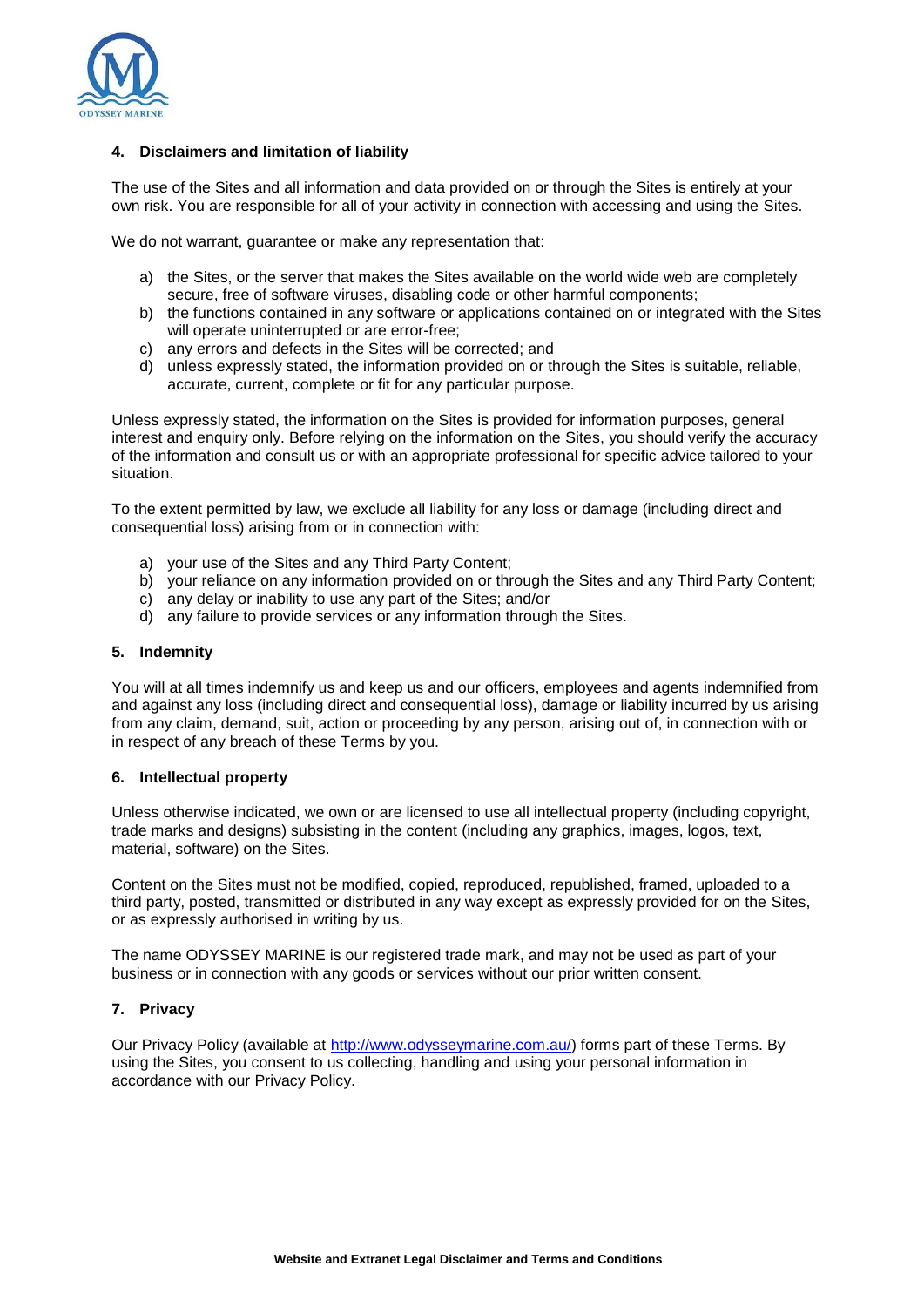## 4. Disclaimers and limitation of liability

The use of the Sites and all information and data provided on or through the Sites is entirely at your own risk. You are responsible for all of your activity in connection with accessing and using the Sites.

We do not warrant, guarantee or make any representation that:

a) the Sites, or the server that makes the Sites available on the world wide web are completely secure, free of software viruses, disabling code or other harmful components;
b) the functions contained in any software or applications contained on or integrated with the Sites will operate uninterrupted or are error-free;
c) any errors and defects in the Sites will be corrected; and
d) unless expressly stated, the information provided on or through the Sites is suitable, reliable, accurate, current, complete or fit for any particular purpose.

Unless expressly stated, the information on the Sites is provided for information purposes, general interest and enquiry only. Before relying on the information on the Sites, you should verify the accuracy of the information and consult us or with an appropriate professional for specific advice tailored to your situation.

To the extent permitted by law, we exclude all liability for any loss or damage (including direct and consequential loss) arising from or in connection with:

a) your use of the Sites and any Third Party Content;
b) your reliance on any information provided on or through the Sites and any Third Party Content;
c) any delay or inability to use any part of the Sites; and/or
d) any failure to provide services or any information through the Sites.

## 5. Indemnity

You will at all times indemnify us and keep us and our officers, employees and agents indemnified from and against any loss (including direct and consequential loss), damage or liability incurred by us arising from any claim, demand, suit, action or proceeding by any person, arising out of, in connection with or in respect of any breach of these Terms by you.

## 6. Intellectual property

Unless otherwise indicated, we own or are licensed to use all intellectual property (including copyright, trade marks and designs) subsisting in the content (including any graphics, images, logos, text, material, software) on the Sites.

Content on the Sites must not be modified, copied, reproduced, republished, framed, uploaded to a third party, posted, transmitted or distributed in any way except as expressly provided for on the Sites, or as expressly authorised in writing by us.

The name ODYSSEY MARINE is our registered trade mark, and may not be used as part of your business or in connection with any goods or services without our prior written consent.

## 7. Privacy

Our Privacy Policy (available at [http://www.odysseymarine.com.au/](http://www.odysseymarine.com.au/)) forms part of these Terms. By using the Sites, you consent to us collecting, handling and using your personal information in accordance with our Privacy Policy.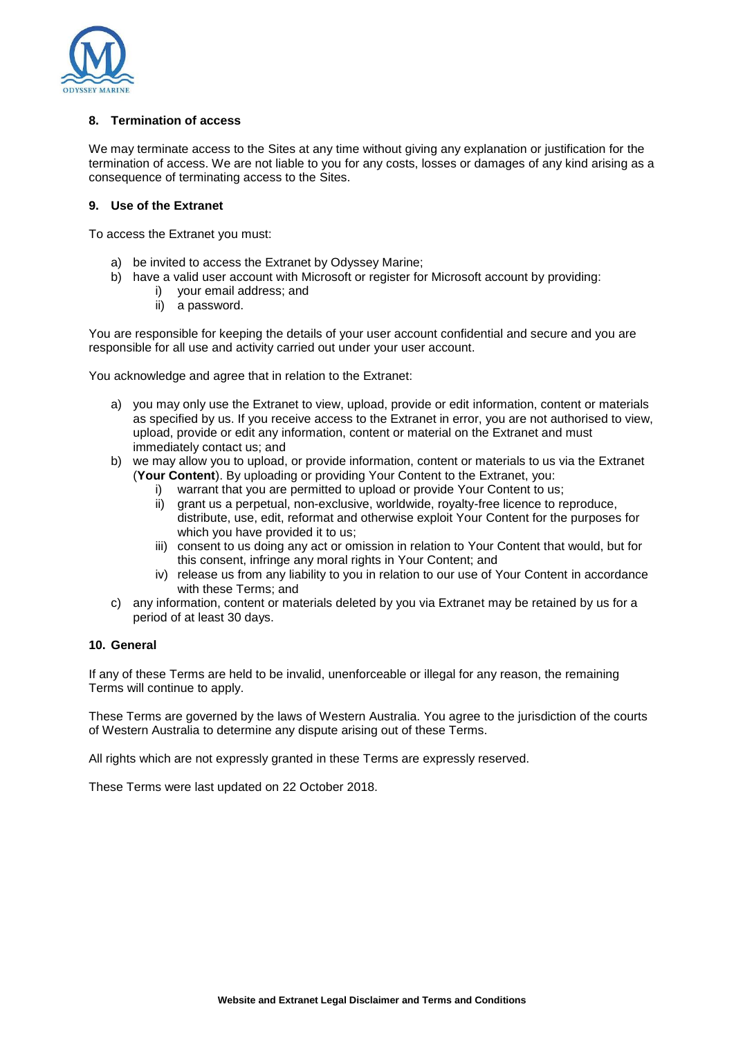## 8. Termination of access

We may terminate access to the Sites at any time without giving any explanation or justification for the termination of access. We are not liable to you for any costs, losses or damages of any kind arising as a consequence of terminating access to the Sites.

## 9. Use of the Extranet

To access the Extranet you must:

a) be invited to access the Extranet by Odyssey Marine;
b) have a valid user account with Microsoft or register for Microsoft account by providing:
   i) your email address; and
   ii) a password.

You are responsible for keeping the details of your user account confidential and secure and you are responsible for all use and activity carried out under your user account.

You acknowledge and agree that in relation to the Extranet:

a) you may only use the Extranet to view, upload, provide or edit information, content or materials as specified by us. If you receive access to the Extranet in error, you are not authorised to view, upload, provide or edit any information, content or material on the Extranet and must immediately contact us; and
b) we may allow you to upload, or provide information, content or materials to us via the Extranet (**Your Content**). By uploading or providing Your Content to the Extranet, you:
   i) warrant that you are permitted to upload or provide Your Content to us;
   ii) grant us a perpetual, non-exclusive, worldwide, royalty-free licence to reproduce, distribute, use, edit, reformat and otherwise exploit Your Content for the purposes for which you have provided it to us;
   iii) consent to us doing any act or omission in relation to Your Content that would, but for this consent, infringe any moral rights in Your Content; and
   iv) release us from any liability to you in relation to our use of Your Content in accordance with these Terms; and
c) any information, content or materials deleted by you via Extranet may be retained by us for a period of at least 30 days.

## 10. General

If any of these Terms are held to be invalid, unenforceable or illegal for any reason, the remaining Terms will continue to apply.

These Terms are governed by the laws of Western Australia. You agree to the jurisdiction of the courts of Western Australia to determine any dispute arising out of these Terms.

All rights which are not expressly granted in these Terms are expressly reserved.

These Terms were last updated on 22 October 2018.